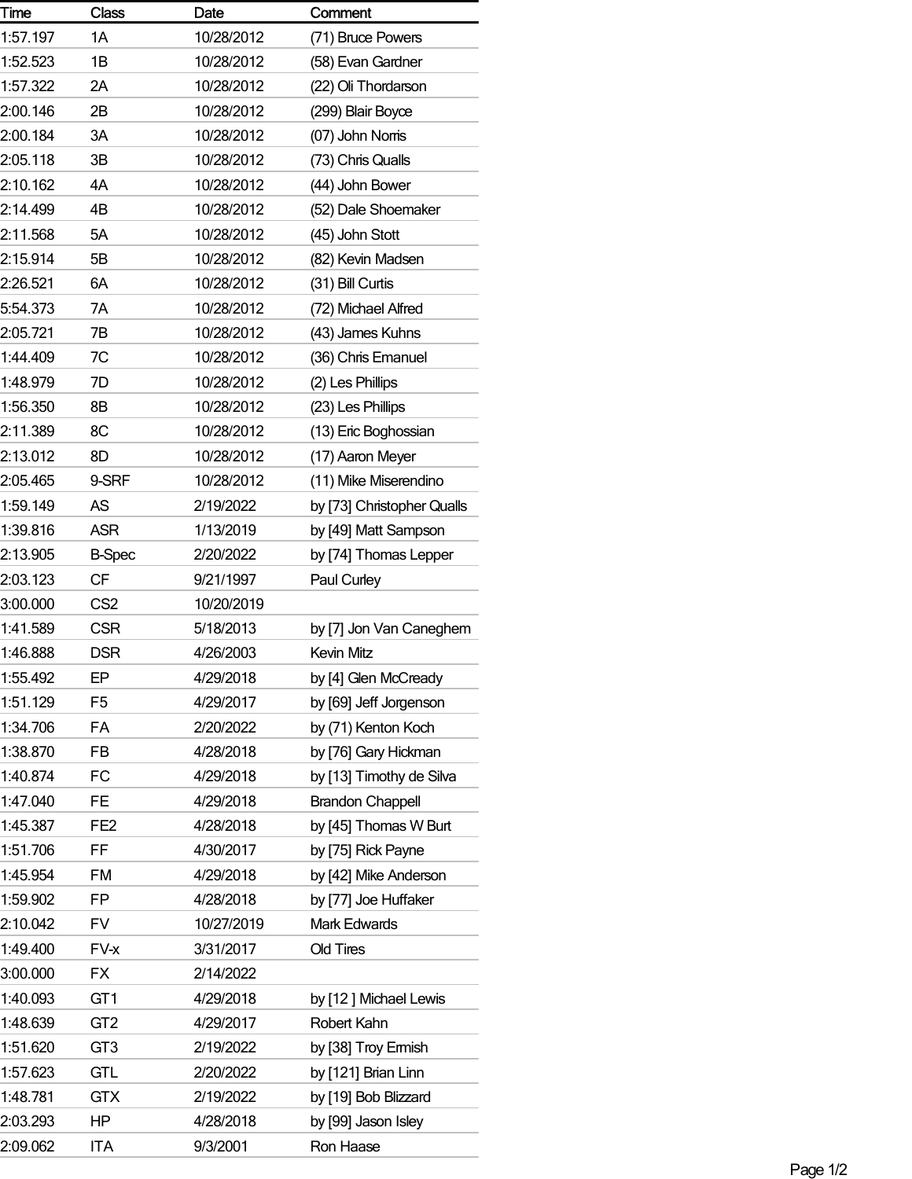| Time | Class | Date | Comment |
| --- | --- | --- | --- |
| 1:57.197 | 1A | 10/28/2012 | (71) Bruce Powers |
| 1:52.523 | 1B | 10/28/2012 | (58) Evan Gardner |
| 1:57.322 | 2A | 10/28/2012 | (22) Oli Thordarson |
| 2:00.146 | 2B | 10/28/2012 | (299) Blair Boyce |
| 2:00.184 | 3A | 10/28/2012 | (07) John Norris |
| 2:05.118 | 3B | 10/28/2012 | (73) Chris Qualls |
| 2:10.162 | 4A | 10/28/2012 | (44) John Bower |
| 2:14.499 | 4B | 10/28/2012 | (52) Dale Shoemaker |
| 2:11.568 | 5A | 10/28/2012 | (45) John Stott |
| 2:15.914 | 5B | 10/28/2012 | (82) Kevin Madsen |
| 2:26.521 | 6A | 10/28/2012 | (31) Bill Curtis |
| 5:54.373 | 7A | 10/28/2012 | (72) Michael Alfred |
| 2:05.721 | 7B | 10/28/2012 | (43) James Kuhns |
| 1:44.409 | 7C | 10/28/2012 | (36) Chris Emanuel |
| 1:48.979 | 7D | 10/28/2012 | (2) Les Phillips |
| 1:56.350 | 8B | 10/28/2012 | (23) Les Phillips |
| 2:11.389 | 8C | 10/28/2012 | (13) Eric Boghossian |
| 2:13.012 | 8D | 10/28/2012 | (17) Aaron Meyer |
| 2:05.465 | 9-SRF | 10/28/2012 | (11) Mike Miserendino |
| 1:59.149 | AS | 2/19/2022 | by [73] Christopher Qualls |
| 1:39.816 | ASR | 1/13/2019 | by [49] Matt Sampson |
| 2:13.905 | B-Spec | 2/20/2022 | by [74] Thomas Lepper |
| 2:03.123 | CF | 9/21/1997 | Paul Curley |
| 3:00.000 | CS2 | 10/20/2019 | |
| 1:41.589 | CSR | 5/18/2013 | by [7] Jon Van Caneghem |
| 1:46.888 | DSR | 4/26/2003 | Kevin Mitz |
| 1:55.492 | EP | 4/29/2018 | by [4] Glen McCready |
| 1:51.129 | F5 | 4/29/2017 | by [69] Jeff Jorgenson |
| 1:34.706 | FA | 2/20/2022 | by (71) Kenton Koch |
| 1:38.870 | FB | 4/28/2018 | by [76] Gary Hickman |
| 1:40.874 | FC | 4/29/2018 | by [13] Timothy de Silva |
| 1:47.040 | FE | 4/29/2018 | Brandon Chappell |
| 1:45.387 | FE2 | 4/28/2018 | by [45] Thomas W Burt |
| 1:51.706 | FF | 4/30/2017 | by [75] Rick Payne |
| 1:45.954 | FM | 4/29/2018 | by [42] Mike Anderson |
| 1:59.902 | FP | 4/28/2018 | by [77] Joe Huffaker |
| 2:10.042 | FV | 10/27/2019 | Mark Edwards |
| 1:49.400 | FV-x | 3/31/2017 | Old Tires |
| 3:00.000 | FX | 2/14/2022 | |
| 1:40.093 | GT1 | 4/29/2018 | by [12 ] Michael Lewis |
| 1:48.639 | GT2 | 4/29/2017 | Robert Kahn |
| 1:51.620 | GT3 | 2/19/2022 | by [38] Troy Ermish |
| 1:57.623 | GTL | 2/20/2022 | by [121] Brian Linn |
| 1:48.781 | GTX | 2/19/2022 | by [19] Bob Blizzard |
| 2:03.293 | HP | 4/28/2018 | by [99] Jason Isley |
| 2:09.062 | ITA | 9/3/2001 | Ron Haase |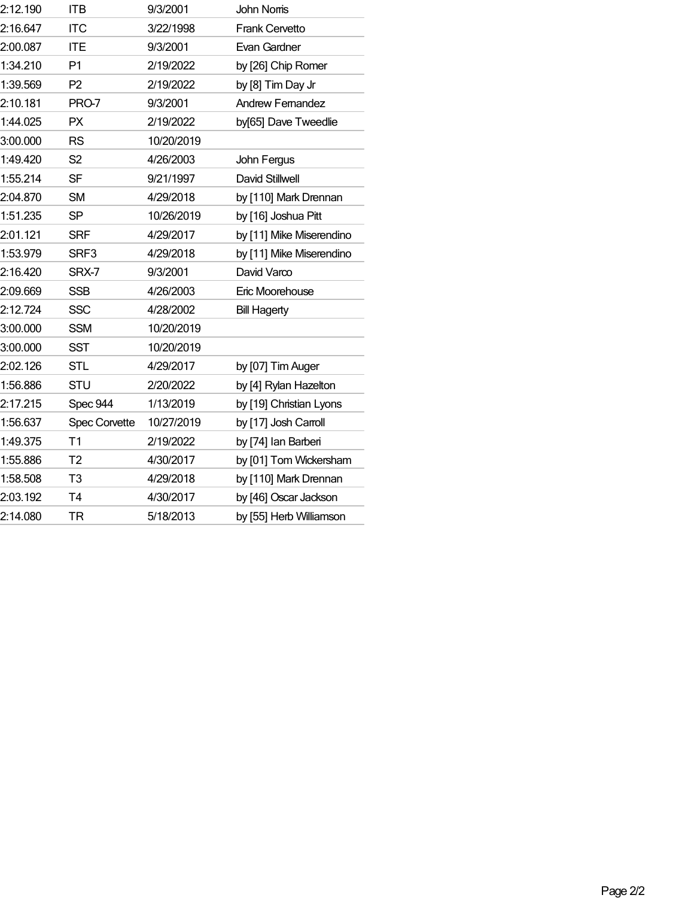| | | | |
|---|---|---|---|
| 2:12.190 | ITB | 9/3/2001 | John Norris |
| 2:16.647 | ITC | 3/22/1998 | Frank Cervetto |
| 2:00.087 | ITE | 9/3/2001 | Evan Gardner |
| 1:34.210 | P1 | 2/19/2022 | by [26] Chip Romer |
| 1:39.569 | P2 | 2/19/2022 | by [8] Tim Day Jr |
| 2:10.181 | PRO-7 | 9/3/2001 | Andrew Fernandez |
| 1:44.025 | PX | 2/19/2022 | by[65] Dave Tweedlie |
| 3:00.000 | RS | 10/20/2019 | |
| 1:49.420 | S2 | 4/26/2003 | John Fergus |
| 1:55.214 | SF | 9/21/1997 | David Stillwell |
| 2:04.870 | SM | 4/29/2018 | by [110] Mark Drennan |
| 1:51.235 | SP | 10/26/2019 | by [16] Joshua Pitt |
| 2:01.121 | SRF | 4/29/2017 | by [11] Mike Miserendino |
| 1:53.979 | SRF3 | 4/29/2018 | by [11] Mike Miserendino |
| 2:16.420 | SRX-7 | 9/3/2001 | David Varco |
| 2:09.669 | SSB | 4/26/2003 | Eric Moorehouse |
| 2:12.724 | SSC | 4/28/2002 | Bill Hagerty |
| 3:00.000 | SSM | 10/20/2019 | |
| 3:00.000 | SST | 10/20/2019 | |
| 2:02.126 | STL | 4/29/2017 | by [07] Tim Auger |
| 1:56.886 | STU | 2/20/2022 | by [4] Rylan Hazelton |
| 2:17.215 | Spec 944 | 1/13/2019 | by [19] Christian Lyons |
| 1:56.637 | Spec Corvette | 10/27/2019 | by [17] Josh Carroll |
| 1:49.375 | T1 | 2/19/2022 | by [74] Ian Barberi |
| 1:55.886 | T2 | 4/30/2017 | by [01] Tom Wickersham |
| 1:58.508 | T3 | 4/29/2018 | by [110] Mark Drennan |
| 2:03.192 | T4 | 4/30/2017 | by [46] Oscar Jackson |
| 2:14.080 | TR | 5/18/2013 | by [55] Herb Williamson |